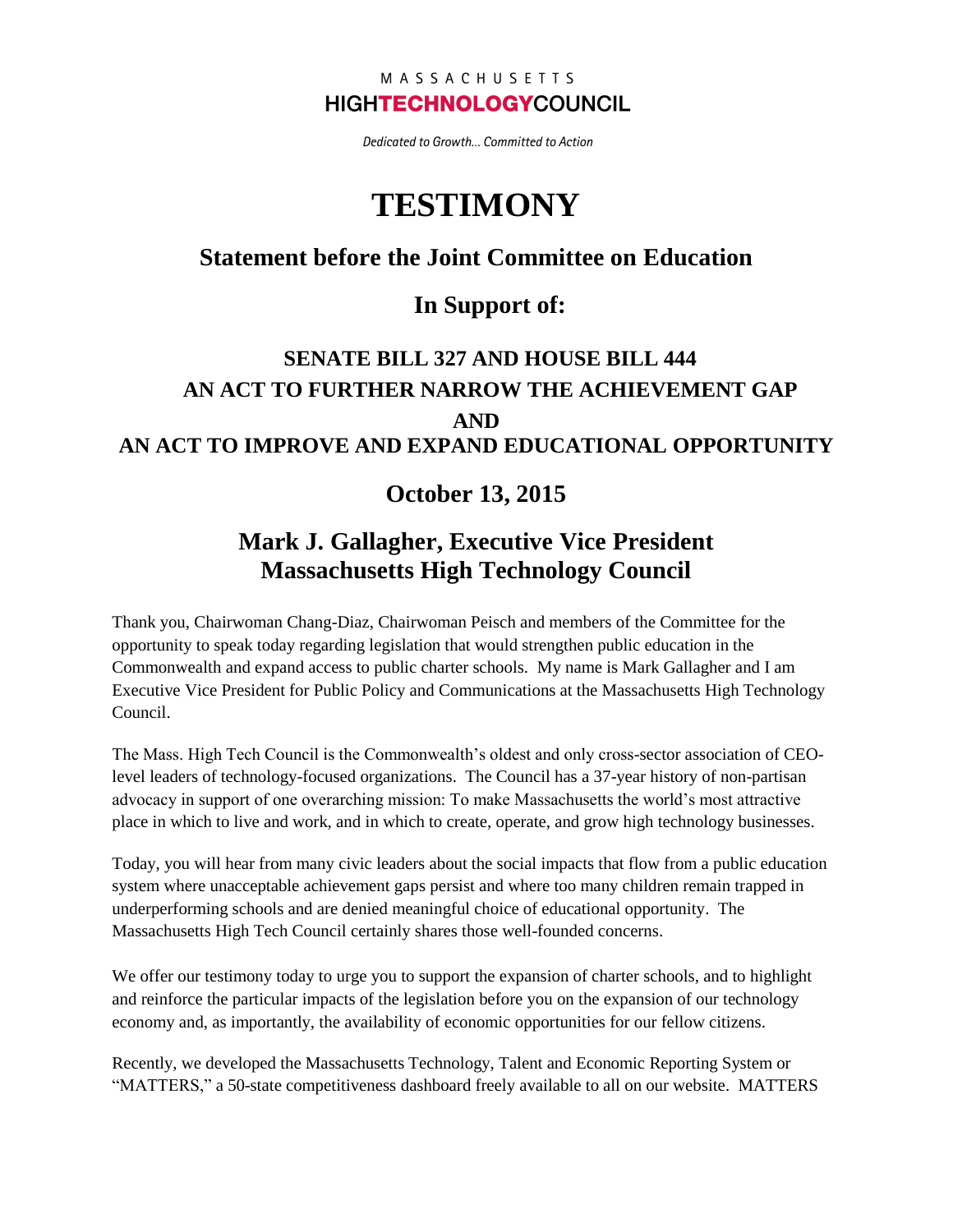MASSACHUSETTS
**HIGHTECHNOLOGYCOUNCIL**

*Dedicated to Growth... Committed to Action*

# TESTIMONY

## Statement before the Joint Committee on Education

## In Support of:

### SENATE BILL 327 AND HOUSE BILL 444
### AN ACT TO FURTHER NARROW THE ACHIEVEMENT GAP
### AND
### AN ACT TO IMPROVE AND EXPAND EDUCATIONAL OPPORTUNITY

## October 13, 2015

## Mark J. Gallagher, Executive Vice President
## Massachusetts High Technology Council

Thank you, Chairwoman Chang-Diaz, Chairwoman Peisch and members of the Committee for the opportunity to speak today regarding legislation that would strengthen public education in the Commonwealth and expand access to public charter schools. My name is Mark Gallagher and I am Executive Vice President for Public Policy and Communications at the Massachusetts High Technology Council.

The Mass. High Tech Council is the Commonwealth's oldest and only cross-sector association of CEO-level leaders of technology-focused organizations. The Council has a 37-year history of non-partisan advocacy in support of one overarching mission: To make Massachusetts the world's most attractive place in which to live and work, and in which to create, operate, and grow high technology businesses.

Today, you will hear from many civic leaders about the social impacts that flow from a public education system where unacceptable achievement gaps persist and where too many children remain trapped in underperforming schools and are denied meaningful choice of educational opportunity. The Massachusetts High Tech Council certainly shares those well-founded concerns.

We offer our testimony today to urge you to support the expansion of charter schools, and to highlight and reinforce the particular impacts of the legislation before you on the expansion of our technology economy and, as importantly, the availability of economic opportunities for our fellow citizens.

Recently, we developed the Massachusetts Technology, Talent and Economic Reporting System or "MATTERS," a 50-state competitiveness dashboard freely available to all on our website. MATTERS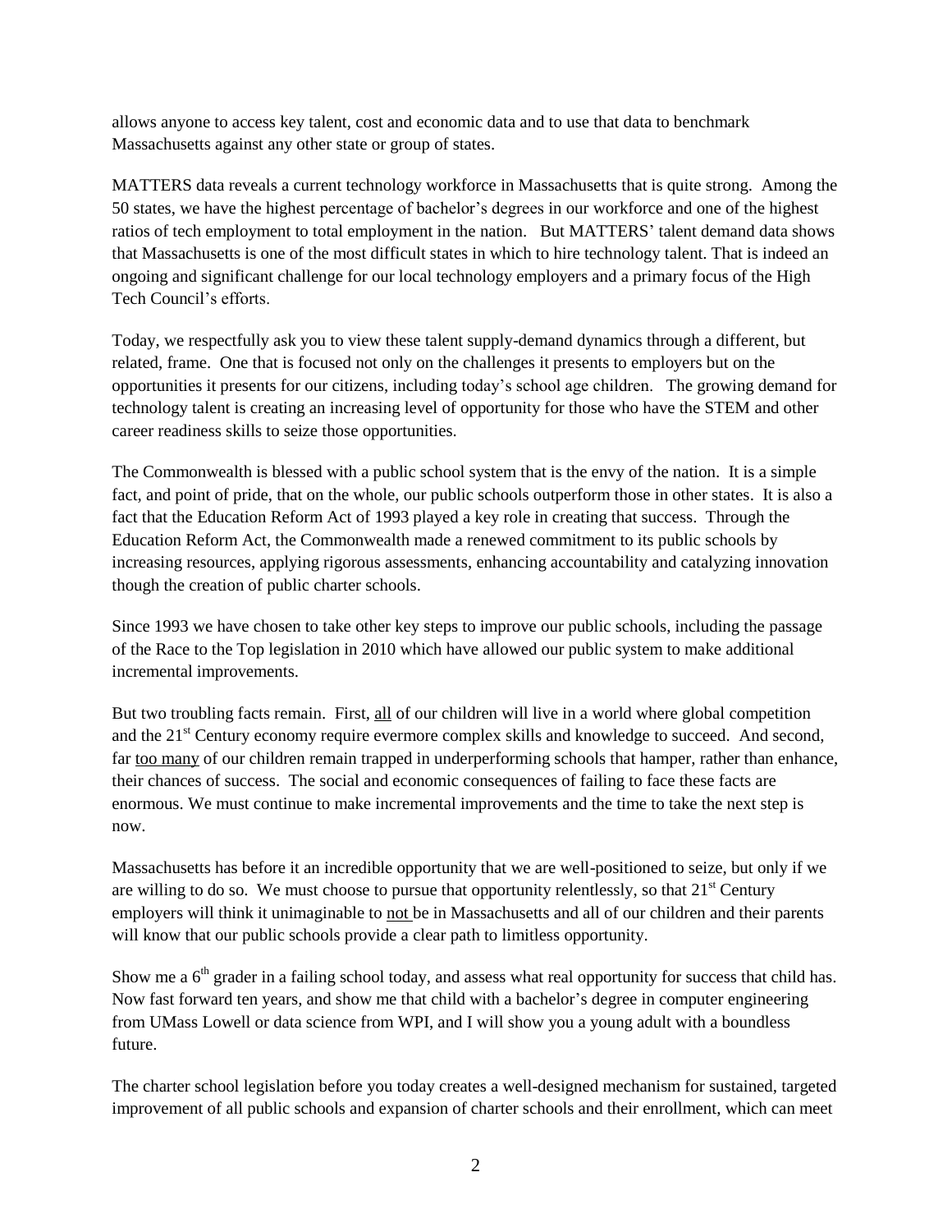allows anyone to access key talent, cost and economic data and to use that data to benchmark Massachusetts against any other state or group of states.

MATTERS data reveals a current technology workforce in Massachusetts that is quite strong. Among the 50 states, we have the highest percentage of bachelor's degrees in our workforce and one of the highest ratios of tech employment to total employment in the nation. But MATTERS' talent demand data shows that Massachusetts is one of the most difficult states in which to hire technology talent. That is indeed an ongoing and significant challenge for our local technology employers and a primary focus of the High Tech Council's efforts.

Today, we respectfully ask you to view these talent supply-demand dynamics through a different, but related, frame. One that is focused not only on the challenges it presents to employers but on the opportunities it presents for our citizens, including today's school age children. The growing demand for technology talent is creating an increasing level of opportunity for those who have the STEM and other career readiness skills to seize those opportunities.

The Commonwealth is blessed with a public school system that is the envy of the nation. It is a simple fact, and point of pride, that on the whole, our public schools outperform those in other states. It is also a fact that the Education Reform Act of 1993 played a key role in creating that success. Through the Education Reform Act, the Commonwealth made a renewed commitment to its public schools by increasing resources, applying rigorous assessments, enhancing accountability and catalyzing innovation though the creation of public charter schools.

Since 1993 we have chosen to take other key steps to improve our public schools, including the passage of the Race to the Top legislation in 2010 which have allowed our public system to make additional incremental improvements.

But two troubling facts remain. First, <u>all</u> of our children will live in a world where global competition and the 21st Century economy require evermore complex skills and knowledge to succeed. And second, far <u>too many</u> of our children remain trapped in underperforming schools that hamper, rather than enhance, their chances of success. The social and economic consequences of failing to face these facts are enormous. We must continue to make incremental improvements and the time to take the next step is now.

Massachusetts has before it an incredible opportunity that we are well-positioned to seize, but only if we are willing to do so. We must choose to pursue that opportunity relentlessly, so that 21st Century employers will think it unimaginable to <u>not</u> be in Massachusetts and all of our children and their parents will know that our public schools provide a clear path to limitless opportunity.

Show me a 6th grader in a failing school today, and assess what real opportunity for success that child has. Now fast forward ten years, and show me that child with a bachelor's degree in computer engineering from UMass Lowell or data science from WPI, and I will show you a young adult with a boundless future.

The charter school legislation before you today creates a well-designed mechanism for sustained, targeted improvement of all public schools and expansion of charter schools and their enrollment, which can meet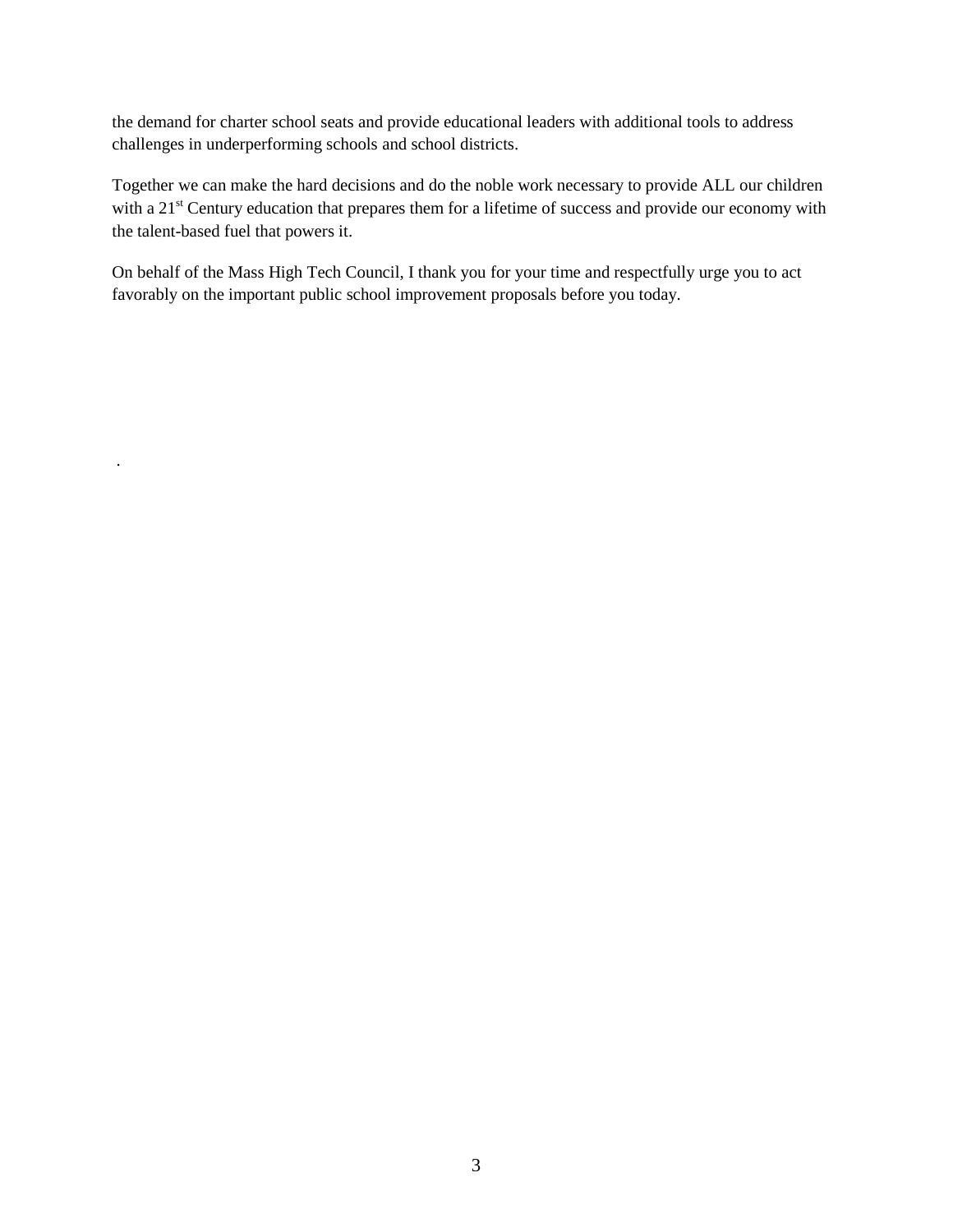the demand for charter school seats and provide educational leaders with additional tools to address challenges in underperforming schools and school districts.

Together we can make the hard decisions and do the noble work necessary to provide ALL our children with a 21st Century education that prepares them for a lifetime of success and provide our economy with the talent-based fuel that powers it.

On behalf of the Mass High Tech Council, I thank you for your time and respectfully urge you to act favorably on the important public school improvement proposals before you today.

.